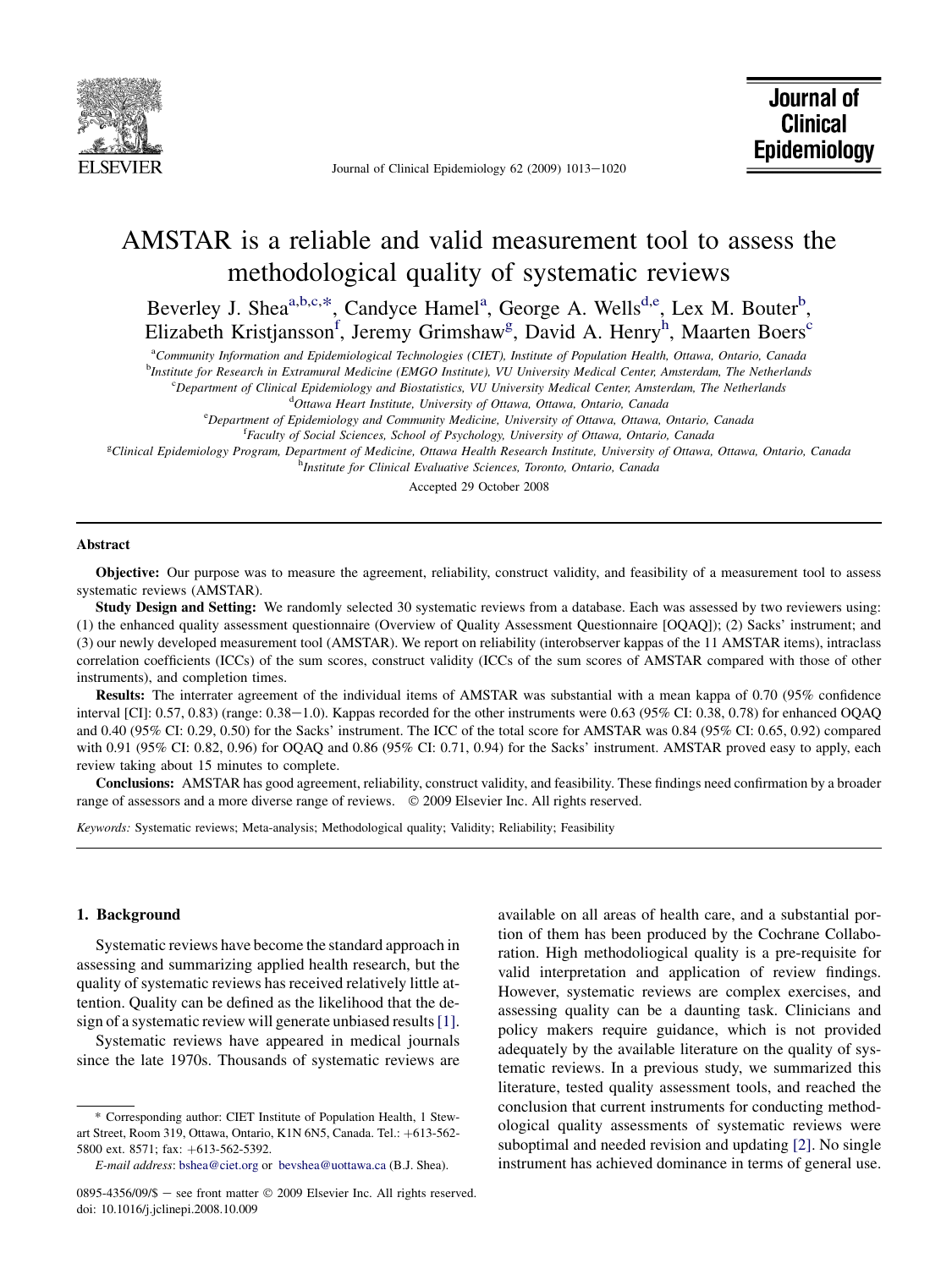# AMSTAR is a reliable and valid measurement tool to assess the methodological quality of systematic reviews

Beverley J. Shea[a,b,c,*], Candyce Hamel[a], George A. Wells[d,e], Lex M. Bouter[b], Elizabeth Kristjansson[f], Jeremy Grimshaw[g], David A. Henry[h], Maarten Boers[c]

[a] Community Information and Epidemiological Technologies (CIET), Institute of Population Health, Ottawa, Ontario, Canada
[b] Institute for Research in Extramural Medicine (EMGO Institute), VU University Medical Center, Amsterdam, The Netherlands
[c] Department of Clinical Epidemiology and Biostatistics, VU University Medical Center, Amsterdam, The Netherlands
[d] Ottawa Heart Institute, University of Ottawa, Ottawa, Ontario, Canada
[e] Department of Epidemiology and Community Medicine, University of Ottawa, Ottawa, Ontario, Canada
[f] Faculty of Social Sciences, School of Psychology, University of Ottawa, Ottawa, Ontario, Canada
[g] Clinical Epidemiology Program, Department of Medicine, Ottawa Health Research Institute, University of Ottawa, Ottawa, Ontario, Canada
[h] Institute for Clinical Evaluative Sciences, Toronto, Ontario, Canada

Accepted 29 October 2008

## Abstract

**Objective:** Our purpose was to measure the agreement, reliability, construct validity, and feasibility of a measurement tool to assess systematic reviews (AMSTAR).

**Study Design and Setting:** We randomly selected 30 systematic reviews from a database. Each was assessed by two reviewers using: (1) the enhanced quality assessment questionnaire (Overview of Quality Assessment Questionnaire [OQAQ]); (2) Sacks' instrument; and (3) our newly developed measurement tool (AMSTAR). We report on reliability (interobserver kappas of the 11 AMSTAR items), intraclass correlation coefficients (ICCs) of the sum scores, construct validity (ICCs of the sum scores of AMSTAR compared with those of other instruments), and completion times.

**Results:** The interrater agreement of the individual items of AMSTAR was substantial with a mean kappa of 0.70 (95% confidence interval [CI]: 0.57, 0.83) (range: 0.38–1.0). Kappas recorded for the other instruments were 0.63 (95% CI: 0.38, 0.78) for enhanced OQAQ and 0.40 (95% CI: 0.29, 0.50) for the Sacks' instrument. The ICC of the total score for AMSTAR was 0.84 (95% CI: 0.65, 0.92) compared with 0.91 (95% CI: 0.82, 0.96) for OQAQ and 0.86 (95% CI: 0.71, 0.94) for the Sacks' instrument. AMSTAR proved easy to apply, each review taking about 15 minutes to complete.

**Conclusions:** AMSTAR has good agreement, reliability, construct validity, and feasibility. These findings need confirmation by a broader range of assessors and a more diverse range of reviews. © 2009 Elsevier Inc. All rights reserved.

*Keywords:* Systematic reviews; Meta-analysis; Methodological quality; Validity; Reliability; Feasibility

## 1. Background

Systematic reviews have become the standard approach in assessing and summarizing applied health research, but the quality of systematic reviews has received relatively little attention. Quality can be defined as the likelihood that the design of a systematic review will generate unbiased results [1].

Systematic reviews have appeared in medical journals since the late 1970s. Thousands of systematic reviews are available on all areas of health care, and a substantial portion of them has been produced by the Cochrane Collaboration. High methodoliogical quality is a pre-requisite for valid interpretation and application of review findings. However, systematic reviews are complex exercises, and assessing quality can be a daunting task. Clinicians and policy makers require guidance, which is not provided adequately by the available literature on the quality of systematic reviews. In a previous study, we summarized this literature, tested quality assessment tools, and reached the conclusion that current instruments for conducting methodological quality assessments of systematic reviews were suboptimal and needed revision and updating [2]. No single instrument has achieved dominance in terms of general use.

\* Corresponding author: CIET Institute of Population Health, 1 Stewart Street, Room 319, Ottawa, Ontario, K1N 6N5, Canada. Tel.: +613-562-5800 ext. 8571; fax: +613-562-5392.

*E-mail address*: bshea@ciet.org or bevshea@uottawa.ca (B.J. Shea).

0895-4356/09/$ – see front matter © 2009 Elsevier Inc. All rights reserved.
doi: 10.1016/j.jclinepi.2008.10.009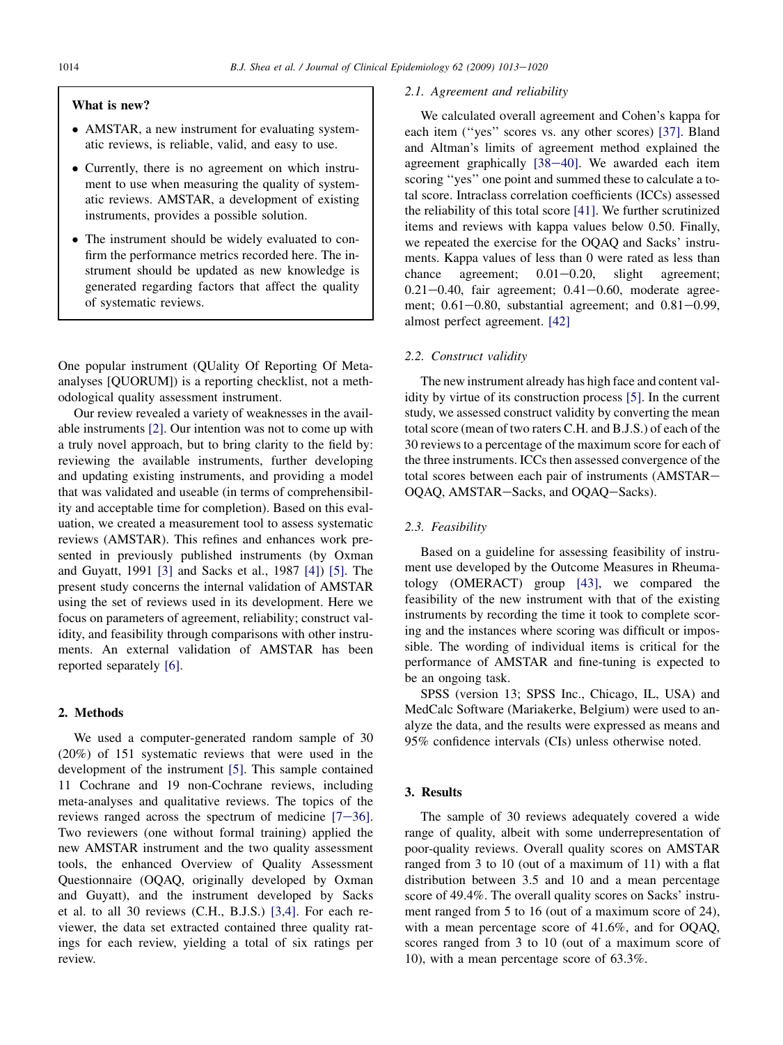**What is new?**

- AMSTAR, a new instrument for evaluating systematic reviews, is reliable, valid, and easy to use.
- Currently, there is no agreement on which instrument to use when measuring the quality of systematic reviews. AMSTAR, a development of existing instruments, provides a possible solution.
- The instrument should be widely evaluated to confirm the performance metrics recorded here. The instrument should be updated as new knowledge is generated regarding factors that affect the quality of systematic reviews.

One popular instrument (QUality Of Reporting Of Meta-analyses [QUORUM]) is a reporting checklist, not a methodological quality assessment instrument.

Our review revealed a variety of weaknesses in the available instruments [2]. Our intention was not to come up with a truly novel approach, but to bring clarity to the field by: reviewing the available instruments, further developing and updating existing instruments, and providing a model that was validated and useable (in terms of comprehensibility and acceptable time for completion). Based on this evaluation, we created a measurement tool to assess systematic reviews (AMSTAR). This refines and enhances work presented in previously published instruments (by Oxman and Guyatt, 1991 [3] and Sacks et al., 1987 [4]) [5]. The present study concerns the internal validation of AMSTAR using the set of reviews used in its development. Here we focus on parameters of agreement, reliability; construct validity, and feasibility through comparisons with other instruments. An external validation of AMSTAR has been reported separately [6].

## 2. Methods

We used a computer-generated random sample of 30 (20%) of 151 systematic reviews that were used in the development of the instrument [5]. This sample contained 11 Cochrane and 19 non-Cochrane reviews, including meta-analyses and qualitative reviews. The topics of the reviews ranged across the spectrum of medicine [7–36]. Two reviewers (one without formal training) applied the new AMSTAR instrument and the two quality assessment tools, the enhanced Overview of Quality Assessment Questionnaire (OQAQ, originally developed by Oxman and Guyatt), and the instrument developed by Sacks et al. to all 30 reviews (C.H., B.J.S.) [3,4]. For each reviewer, the data set extracted contained three quality ratings for each review, yielding a total of six ratings per review.

### 2.1. Agreement and reliability

We calculated overall agreement and Cohen's kappa for each item (''yes'' scores vs. any other scores) [37]. Bland and Altman's limits of agreement method explained the agreement graphically [38–40]. We awarded each item scoring ''yes'' one point and summed these to calculate a total score. Intraclass correlation coefficients (ICCs) assessed the reliability of this total score [41]. We further scrutinized items and reviews with kappa values below 0.50. Finally, we repeated the exercise for the OQAQ and Sacks' instruments. Kappa values of less than 0 were rated as less than chance agreement; 0.01–0.20, slight agreement; 0.21–0.40, fair agreement; 0.41–0.60, moderate agreement; 0.61–0.80, substantial agreement; and 0.81–0.99, almost perfect agreement. [42]

### 2.2. Construct validity

The new instrument already has high face and content validity by virtue of its construction process [5]. In the current study, we assessed construct validity by converting the mean total score (mean of two raters C.H. and B.J.S.) of each of the 30 reviews to a percentage of the maximum score for each of the three instruments. ICCs then assessed convergence of the total scores between each pair of instruments (AMSTAR–OQAQ, AMSTAR–Sacks, and OQAQ–Sacks).

### 2.3. Feasibility

Based on a guideline for assessing feasibility of instrument use developed by the Outcome Measures in Rheumatology (OMERACT) group [43], we compared the feasibility of the new instrument with that of the existing instruments by recording the time it took to complete scoring and the instances where scoring was difficult or impossible. The wording of individual items is critical for the performance of AMSTAR and fine-tuning is expected to be an ongoing task.

SPSS (version 13; SPSS Inc., Chicago, IL, USA) and MedCalc Software (Mariakerke, Belgium) were used to analyze the data, and the results were expressed as means and 95% confidence intervals (CIs) unless otherwise noted.

## 3. Results

The sample of 30 reviews adequately covered a wide range of quality, albeit with some underrepresentation of poor-quality reviews. Overall quality scores on AMSTAR ranged from 3 to 10 (out of a maximum of 11) with a flat distribution between 3.5 and 10 and a mean percentage score of 49.4%. The overall quality scores on Sacks' instrument ranged from 5 to 16 (out of a maximum score of 24), with a mean percentage score of 41.6%, and for OQAQ, scores ranged from 3 to 10 (out of a maximum score of 10), with a mean percentage score of 63.3%.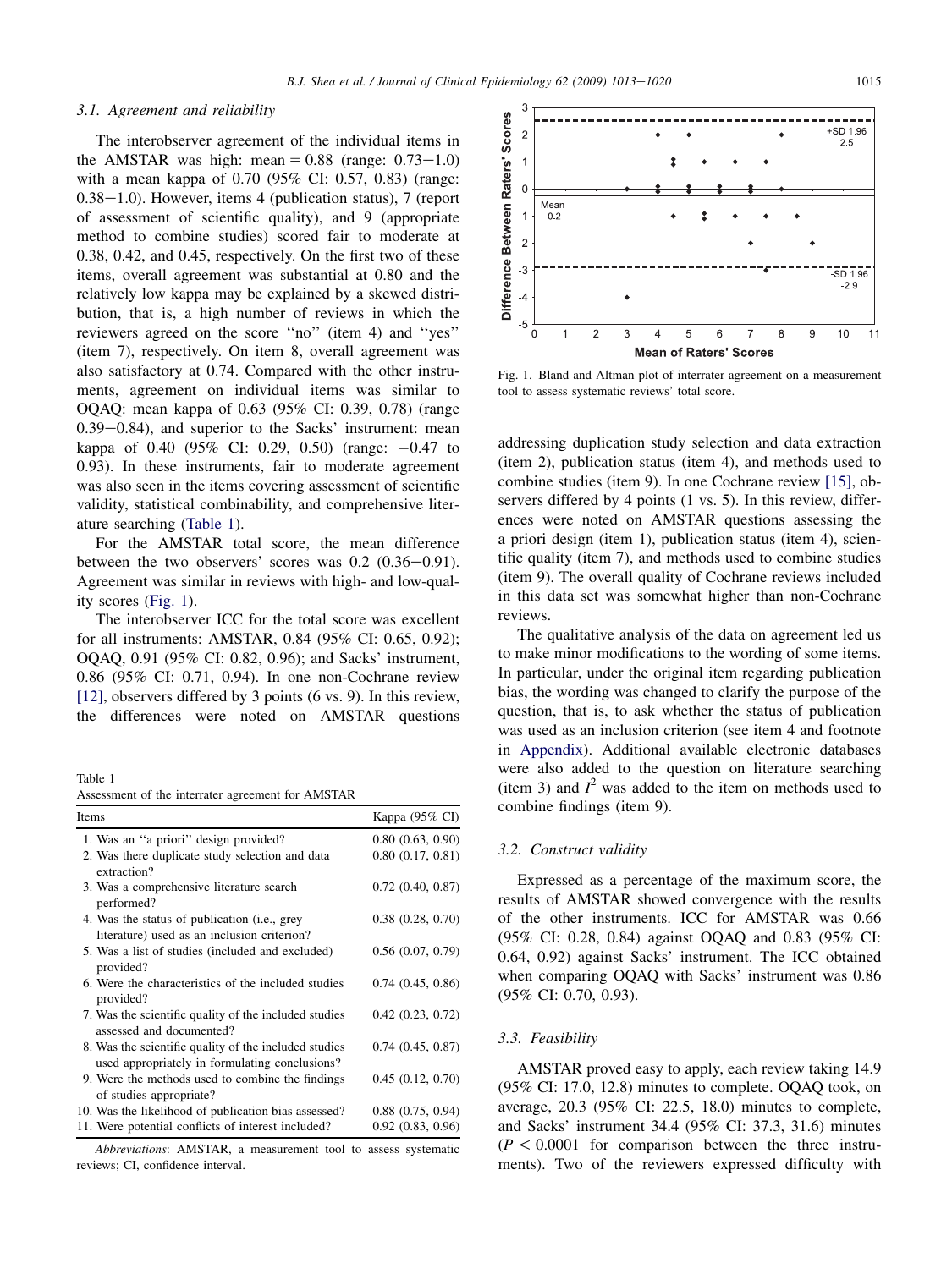### 3.1. Agreement and reliability

The interobserver agreement of the individual items in the AMSTAR was high: mean = 0.88 (range: 0.73−1.0) with a mean kappa of 0.70 (95% CI: 0.57, 0.83) (range: 0.38−1.0). However, items 4 (publication status), 7 (report of assessment of scientific quality), and 9 (appropriate method to combine studies) scored fair to moderate at 0.38, 0.42, and 0.45, respectively. On the first two of these items, overall agreement was substantial at 0.80 and the relatively low kappa may be explained by a skewed distribution, that is, a high number of reviews in which the reviewers agreed on the score "no" (item 4) and "yes" (item 7), respectively. On item 8, overall agreement was also satisfactory at 0.74. Compared with the other instruments, agreement on individual items was similar to OQAQ: mean kappa of 0.63 (95% CI: 0.39, 0.78) (range 0.39−0.84), and superior to the Sacks' instrument: mean kappa of 0.40 (95% CI: 0.29, 0.50) (range: −0.47 to 0.93). In these instruments, fair to moderate agreement was also seen in the items covering assessment of scientific validity, statistical combinability, and comprehensive literature searching (Table 1).

For the AMSTAR total score, the mean difference between the two observers' scores was 0.2 (0.36−0.91). Agreement was similar in reviews with high- and low-quality scores (Fig. 1).

The interobserver ICC for the total score was excellent for all instruments: AMSTAR, 0.84 (95% CI: 0.65, 0.92); OQAQ, 0.91 (95% CI: 0.82, 0.96); and Sacks' instrument, 0.86 (95% CI: 0.71, 0.94). In one non-Cochrane review [12], observers differed by 3 points (6 vs. 9). In this review, the differences were noted on AMSTAR questions addressing duplication study selection and data extraction (item 2), publication status (item 4), and methods used to combine studies (item 9). In one Cochrane review [15], observers differed by 4 points (1 vs. 5). In this review, differences were noted on AMSTAR questions assessing the a priori design (item 1), publication status (item 4), scientific quality (item 7), and methods used to combine studies (item 9). The overall quality of Cochrane reviews included in this data set was somewhat higher than non-Cochrane reviews.

The qualitative analysis of the data on agreement led us to make minor modifications to the wording of some items. In particular, under the original item regarding publication bias, the wording was changed to clarify the purpose of the question, that is, to ask whether the status of publication was used as an inclusion criterion (see item 4 and footnote in Appendix). Additional available electronic databases were also added to the question on literature searching (item 3) and $I^2$ was added to the item on methods used to combine findings (item 9).

Table 1
Assessment of the interrater agreement for AMSTAR

| Items | Kappa (95% CI) |
|---|---|
| 1. Was an "a priori" design provided? | 0.80 (0.63, 0.90) |
| 2. Was there duplicate study selection and data extraction? | 0.80 (0.17, 0.81) |
| 3. Was a comprehensive literature search performed? | 0.72 (0.40, 0.87) |
| 4. Was the status of publication (i.e., grey literature) used as an inclusion criterion? | 0.38 (0.28, 0.70) |
| 5. Was a list of studies (included and excluded) provided? | 0.56 (0.07, 0.79) |
| 6. Were the characteristics of the included studies provided? | 0.74 (0.45, 0.86) |
| 7. Was the scientific quality of the included studies assessed and documented? | 0.42 (0.23, 0.72) |
| 8. Was the scientific quality of the included studies used appropriately in formulating conclusions? | 0.74 (0.45, 0.87) |
| 9. Were the methods used to combine the findings of studies appropriate? | 0.45 (0.12, 0.70) |
| 10. Was the likelihood of publication bias assessed? | 0.88 (0.75, 0.94) |
| 11. Were potential conflicts of interest included? | 0.92 (0.83, 0.96) |

*Abbreviations*: AMSTAR, a measurement tool to assess systematic reviews; CI, confidence interval.

Fig. 1. Bland and Altman plot of interrater agreement on a measurement tool to assess systematic reviews' total score.

### 3.2. Construct validity

Expressed as a percentage of the maximum score, the results of AMSTAR showed convergence with the results of the other instruments. ICC for AMSTAR was 0.66 (95% CI: 0.28, 0.84) against OQAQ and 0.83 (95% CI: 0.64, 0.92) against Sacks' instrument. The ICC obtained when comparing OQAQ with Sacks' instrument was 0.86 (95% CI: 0.70, 0.93).

### 3.3. Feasibility

AMSTAR proved easy to apply, each review taking 14.9 (95% CI: 17.0, 12.8) minutes to complete. OQAQ took, on average, 20.3 (95% CI: 22.5, 18.0) minutes to complete, and Sacks' instrument 34.4 (95% CI: 37.3, 31.6) minutes ($P < 0.0001$ for comparison between the three instruments). Two of the reviewers expressed difficulty with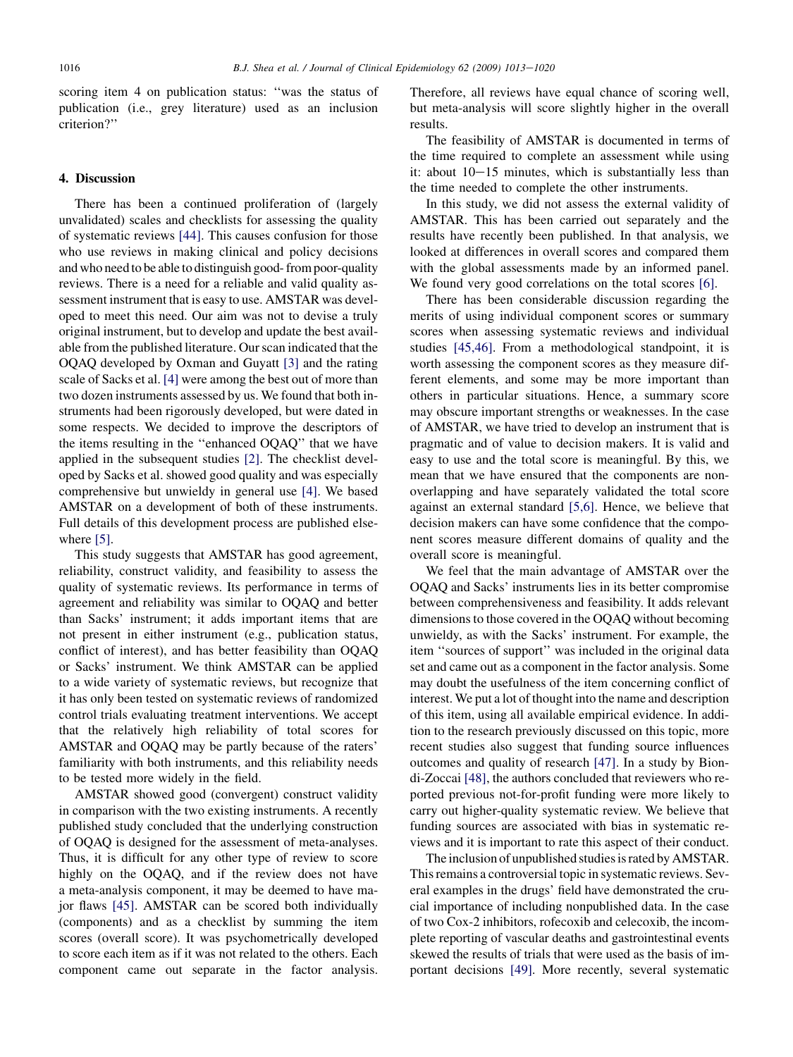scoring item 4 on publication status: ''was the status of publication (i.e., grey literature) used as an inclusion criterion?''

## 4. Discussion

There has been a continued proliferation of (largely unvalidated) scales and checklists for assessing the quality of systematic reviews [44]. This causes confusion for those who use reviews in making clinical and policy decisions and who need to be able to distinguish good- from poor-quality reviews. There is a need for a reliable and valid quality assessment instrument that is easy to use. AMSTAR was developed to meet this need. Our aim was not to devise a truly original instrument, but to develop and update the best available from the published literature. Our scan indicated that the OQAQ developed by Oxman and Guyatt [3] and the rating scale of Sacks et al. [4] were among the best out of more than two dozen instruments assessed by us. We found that both instruments had been rigorously developed, but were dated in some respects. We decided to improve the descriptors of the items resulting in the ''enhanced OQAQ'' that we have applied in the subsequent studies [2]. The checklist developed by Sacks et al. showed good quality and was especially comprehensive but unwieldy in general use [4]. We based AMSTAR on a development of both of these instruments. Full details of this development process are published elsewhere [5].

This study suggests that AMSTAR has good agreement, reliability, construct validity, and feasibility to assess the quality of systematic reviews. Its performance in terms of agreement and reliability was similar to OQAQ and better than Sacks' instrument; it adds important items that are not present in either instrument (e.g., publication status, conflict of interest), and has better feasibility than OQAQ or Sacks' instrument. We think AMSTAR can be applied to a wide variety of systematic reviews, but recognize that it has only been tested on systematic reviews of randomized control trials evaluating treatment interventions. We accept that the relatively high reliability of total scores for AMSTAR and OQAQ may be partly because of the raters' familiarity with both instruments, and this reliability needs to be tested more widely in the field.

AMSTAR showed good (convergent) construct validity in comparison with the two existing instruments. A recently published study concluded that the underlying construction of OQAQ is designed for the assessment of meta-analyses. Thus, it is difficult for any other type of review to score highly on the OQAQ, and if the review does not have a meta-analysis component, it may be deemed to have major flaws [45]. AMSTAR can be scored both individually (components) and as a checklist by summing the item scores (overall score). It was psychometrically developed to score each item as if it was not related to the others. Each component came out separate in the factor analysis. Therefore, all reviews have equal chance of scoring well, but meta-analysis will score slightly higher in the overall results.

The feasibility of AMSTAR is documented in terms of the time required to complete an assessment while using it: about 10–15 minutes, which is substantially less than the time needed to complete the other instruments.

In this study, we did not assess the external validity of AMSTAR. This has been carried out separately and the results have recently been published. In that analysis, we looked at differences in overall scores and compared them with the global assessments made by an informed panel. We found very good correlations on the total scores [6].

There has been considerable discussion regarding the merits of using individual component scores or summary scores when assessing systematic reviews and individual studies [45,46]. From a methodological standpoint, it is worth assessing the component scores as they measure different elements, and some may be more important than others in particular situations. Hence, a summary score may obscure important strengths or weaknesses. In the case of AMSTAR, we have tried to develop an instrument that is pragmatic and of value to decision makers. It is valid and easy to use and the total score is meaningful. By this, we mean that we have ensured that the components are nonoverlapping and have separately validated the total score against an external standard [5,6]. Hence, we believe that decision makers can have some confidence that the component scores measure different domains of quality and the overall score is meaningful.

We feel that the main advantage of AMSTAR over the OQAQ and Sacks' instruments lies in its better compromise between comprehensiveness and feasibility. It adds relevant dimensions to those covered in the OQAQ without becoming unwieldy, as with the Sacks' instrument. For example, the item ''sources of support'' was included in the original data set and came out as a component in the factor analysis. Some may doubt the usefulness of the item concerning conflict of interest. We put a lot of thought into the name and description of this item, using all available empirical evidence. In addition to the research previously discussed on this topic, more recent studies also suggest that funding source influences outcomes and quality of research [47]. In a study by Biondi-Zoccai [48], the authors concluded that reviewers who reported previous not-for-profit funding were more likely to carry out higher-quality systematic review. We believe that funding sources are associated with bias in systematic reviews and it is important to rate this aspect of their conduct.

The inclusion of unpublished studies is rated by AMSTAR. This remains a controversial topic in systematic reviews. Several examples in the drugs' field have demonstrated the crucial importance of including nonpublished data. In the case of two Cox-2 inhibitors, rofecoxib and celecoxib, the incomplete reporting of vascular deaths and gastrointestinal events skewed the results of trials that were used as the basis of important decisions [49]. More recently, several systematic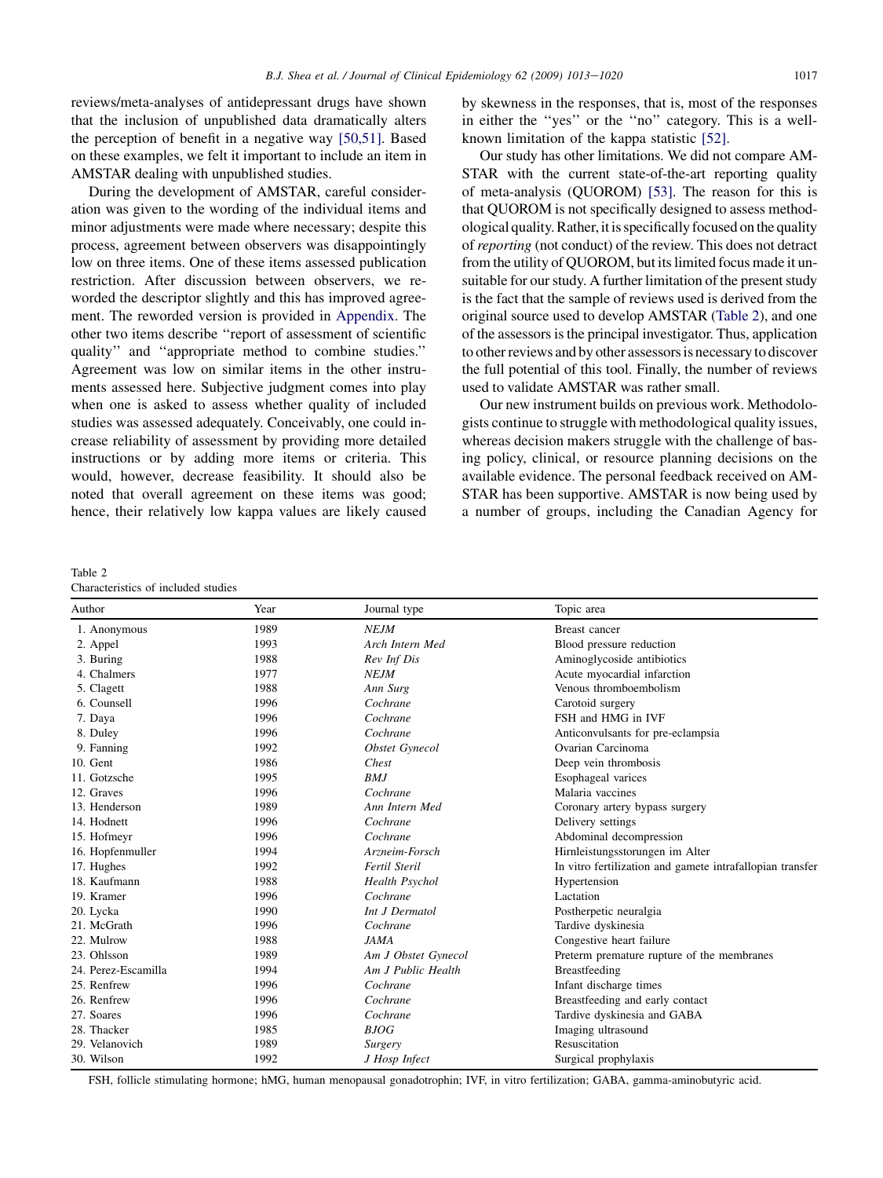reviews/meta-analyses of antidepressant drugs have shown that the inclusion of unpublished data dramatically alters the perception of benefit in a negative way [50,51]. Based on these examples, we felt it important to include an item in AMSTAR dealing with unpublished studies.

During the development of AMSTAR, careful consideration was given to the wording of the individual items and minor adjustments were made where necessary; despite this process, agreement between observers was disappointingly low on three items. One of these items assessed publication restriction. After discussion between observers, we reworded the descriptor slightly and this has improved agreement. The reworded version is provided in Appendix. The other two items describe ''report of assessment of scientific quality'' and ''appropriate method to combine studies.'' Agreement was low on similar items in the other instruments assessed here. Subjective judgment comes into play when one is asked to assess whether quality of included studies was assessed adequately. Conceivably, one could increase reliability of assessment by providing more detailed instructions or by adding more items or criteria. This would, however, decrease feasibility. It should also be noted that overall agreement on these items was good; hence, their relatively low kappa values are likely caused by skewness in the responses, that is, most of the responses in either the ''yes'' or the ''no'' category. This is a well-known limitation of the kappa statistic [52].

Our study has other limitations. We did not compare AMSTAR with the current state-of-the-art reporting quality of meta-analysis (QUOROM) [53]. The reason for this is that QUOROM is not specifically designed to assess methodological quality. Rather, it is specifically focused on the quality of *reporting* (not conduct) of the review. This does not detract from the utility of QUOROM, but its limited focus made it unsuitable for our study. A further limitation of the present study is the fact that the sample of reviews used is derived from the original source used to develop AMSTAR (Table 2), and one of the assessors is the principal investigator. Thus, application to other reviews and by other assessors is necessary to discover the full potential of this tool. Finally, the number of reviews used to validate AMSTAR was rather small.

Our new instrument builds on previous work. Methodologists continue to struggle with methodological quality issues, whereas decision makers struggle with the challenge of basing policy, clinical, or resource planning decisions on the available evidence. The personal feedback received on AMSTAR has been supportive. AMSTAR is now being used by a number of groups, including the Canadian Agency for

Table 2
Characteristics of included studies

| Author | Year | Journal type | Topic area |
|---|---|---|---|
| 1. Anonymous | 1989 | *NEJM* | Breast cancer |
| 2. Appel | 1993 | *Arch Intern Med* | Blood pressure reduction |
| 3. Buring | 1988 | *Rev Inf Dis* | Aminoglycoside antibiotics |
| 4. Chalmers | 1977 | *NEJM* | Acute myocardial infarction |
| 5. Clagett | 1988 | *Ann Surg* | Venous thromboembolism |
| 6. Counsell | 1996 | *Cochrane* | Carotoid surgery |
| 7. Daya | 1996 | *Cochrane* | FSH and HMG in IVF |
| 8. Duley | 1996 | *Cochrane* | Anticonvulsants for pre-eclampsia |
| 9. Fanning | 1992 | *Obstet Gynecol* | Ovarian Carcinoma |
| 10. Gent | 1986 | *Chest* | Deep vein thrombosis |
| 11. Gotzsche | 1995 | *BMJ* | Esophageal varices |
| 12. Graves | 1996 | *Cochrane* | Malaria vaccines |
| 13. Henderson | 1989 | *Ann Intern Med* | Coronary artery bypass surgery |
| 14. Hodnett | 1996 | *Cochrane* | Delivery settings |
| 15. Hofmeyr | 1996 | *Cochrane* | Abdominal decompression |
| 16. Hopfenmuller | 1994 | *Arzneim-Forsch* | Hirnleistungsstorungen im Alter |
| 17. Hughes | 1992 | *Fertil Steril* | In vitro fertilization and gamete intrafallopian transfer |
| 18. Kaufmann | 1988 | *Health Psychol* | Hypertension |
| 19. Kramer | 1996 | *Cochrane* | Lactation |
| 20. Lycka | 1990 | *Int J Dermatol* | Postherpetic neuralgia |
| 21. McGrath | 1996 | *Cochrane* | Tardive dyskinesia |
| 22. Mulrow | 1988 | *JAMA* | Congestive heart failure |
| 23. Ohlsson | 1989 | *Am J Obstet Gynecol* | Preterm premature rupture of the membranes |
| 24. Perez-Escamilla | 1994 | *Am J Public Health* | Breastfeeding |
| 25. Renfrew | 1996 | *Cochrane* | Infant discharge times |
| 26. Renfrew | 1996 | *Cochrane* | Breastfeeding and early contact |
| 27. Soares | 1996 | *Cochrane* | Tardive dyskinesia and GABA |
| 28. Thacker | 1985 | *BJOG* | Imaging ultrasound |
| 29. Velanovich | 1989 | *Surgery* | Resuscitation |
| 30. Wilson | 1992 | *J Hosp Infect* | Surgical prophylaxis |

FSH, follicle stimulating hormone; hMG, human menopausal gonadotrophin; IVF, in vitro fertilization; GABA, gamma-aminobutyric acid.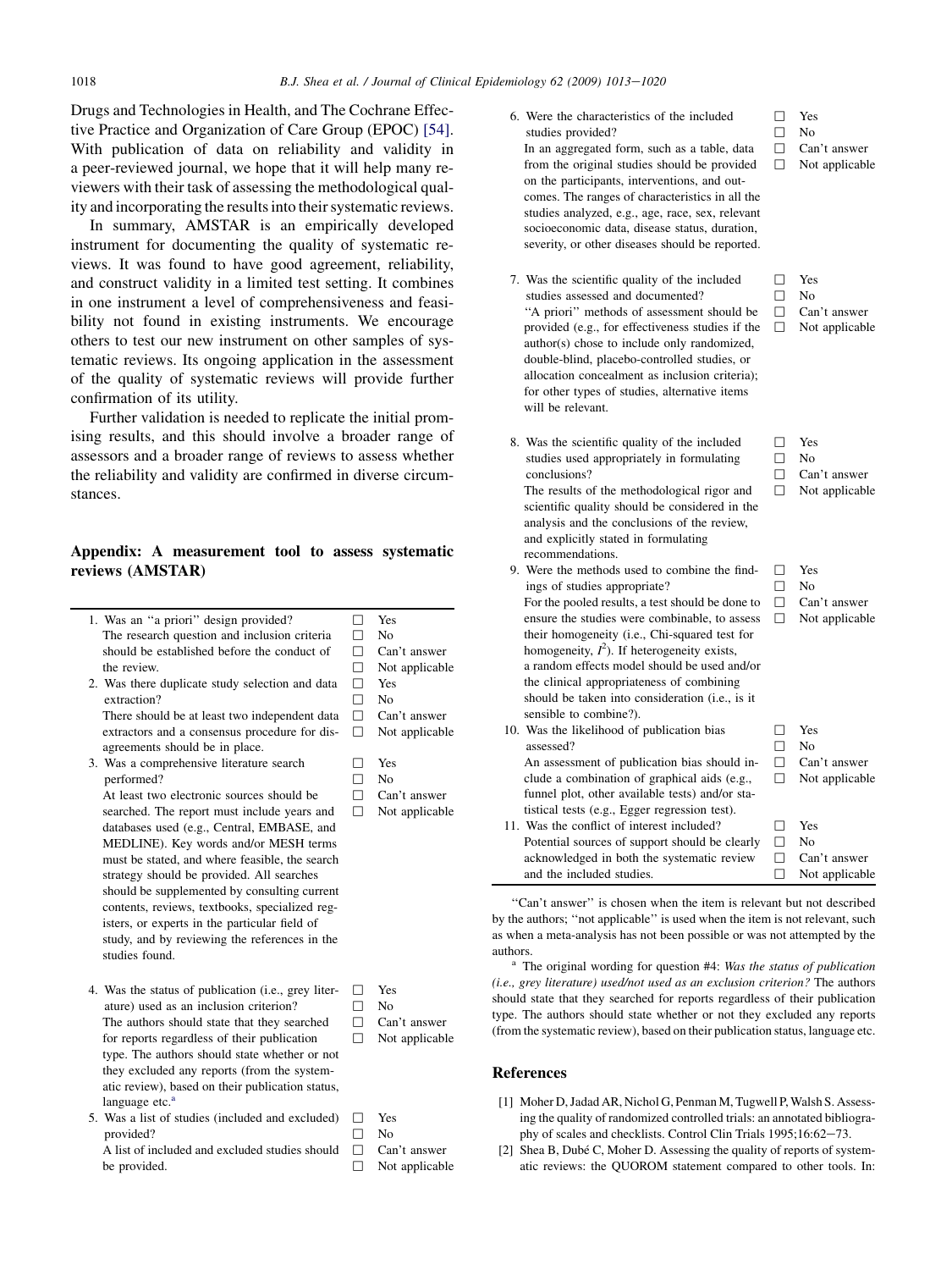Drugs and Technologies in Health, and The Cochrane Effective Practice and Organization of Care Group (EPOC) [54]. With publication of data on reliability and validity in a peer-reviewed journal, we hope that it will help many reviewers with their task of assessing the methodological quality and incorporating the results into their systematic reviews.

In summary, AMSTAR is an empirically developed instrument for documenting the quality of systematic reviews. It was found to have good agreement, reliability, and construct validity in a limited test setting. It combines in one instrument a level of comprehensiveness and feasibility not found in existing instruments. We encourage others to test our new instrument on other samples of systematic reviews. Its ongoing application in the assessment of the quality of systematic reviews will provide further confirmation of its utility.

Further validation is needed to replicate the initial promising results, and this should involve a broader range of assessors and a broader range of reviews to assess whether the reliability and validity are confirmed in diverse circumstances.

## Appendix: A measurement tool to assess systematic reviews (AMSTAR)

| Item | Response |
|---|---|
| 1. Was an "a priori" design provided?<br>The research question and inclusion criteria should be established before the conduct of the review. | □ Yes<br>□ No<br>□ Can't answer<br>□ Not applicable |
| 2. Was there duplicate study selection and data extraction?<br>There should be at least two independent data extractors and a consensus procedure for disagreements should be in place. | □ Yes<br>□ No<br>□ Can't answer<br>□ Not applicable |
| 3. Was a comprehensive literature search performed?<br>At least two electronic sources should be searched. The report must include years and databases used (e.g., Central, EMBASE, and MEDLINE). Key words and/or MESH terms must be stated, and where feasible, the search strategy should be provided. All searches should be supplemented by consulting current contents, reviews, textbooks, specialized registers, or experts in the particular field of study, and by reviewing the references in the studies found. | □ Yes<br>□ No<br>□ Can't answer<br>□ Not applicable |
| 4. Was the status of publication (i.e., grey literature) used as an inclusion criterion?<br>The authors should state that they searched for reports regardless of their publication type. The authors should state whether or not they excluded any reports (from the systematic review), based on their publication status, language etc.[a] | □ Yes<br>□ No<br>□ Can't answer<br>□ Not applicable |
| 5. Was a list of studies (included and excluded) provided?<br>A list of included and excluded studies should be provided. | □ Yes<br>□ No<br>□ Can't answer<br>□ Not applicable |
| 6. Were the characteristics of the included studies provided?<br>In an aggregated form, such as a table, data from the original studies should be provided on the participants, interventions, and outcomes. The ranges of characteristics in all the studies analyzed, e.g., age, race, sex, relevant socioeconomic data, disease status, duration, severity, or other diseases should be reported. | □ Yes<br>□ No<br>□ Can't answer<br>□ Not applicable |
| 7. Was the scientific quality of the included studies assessed and documented?<br>"A priori" methods of assessment should be provided (e.g., for effectiveness studies if the author(s) chose to include only randomized, double-blind, placebo-controlled studies, or allocation concealment as inclusion criteria); for other types of studies, alternative items will be relevant. | □ Yes<br>□ No<br>□ Can't answer<br>□ Not applicable |
| 8. Was the scientific quality of the included studies used appropriately in formulating conclusions?<br>The results of the methodological rigor and scientific quality should be considered in the analysis and the conclusions of the review, and explicitly stated in formulating recommendations. | □ Yes<br>□ No<br>□ Can't answer<br>□ Not applicable |
| 9. Were the methods used to combine the findings of studies appropriate?<br>For the pooled results, a test should be done to ensure the studies were combinable, to assess their homogeneity (i.e., Chi-squared test for homogeneity, $I^2$). If heterogeneity exists, a random effects model should be used and/or the clinical appropriateness of combining should be taken into consideration (i.e., is it sensible to combine?). | □ Yes<br>□ No<br>□ Can't answer<br>□ Not applicable |
| 10. Was the likelihood of publication bias assessed?<br>An assessment of publication bias should include a combination of graphical aids (e.g., funnel plot, other available tests) and/or statistical tests (e.g., Egger regression test). | □ Yes<br>□ No<br>□ Can't answer<br>□ Not applicable |
| 11. Was the conflict of interest included?<br>Potential sources of support should be clearly acknowledged in both the systematic review and the included studies. | □ Yes<br>□ No<br>□ Can't answer<br>□ Not applicable |

"Can't answer" is chosen when the item is relevant but not described by the authors; "not applicable" is used when the item is not relevant, such as when a meta-analysis has not been possible or was not attempted by the authors.

[a] The original wording for question #4: *Was the status of publication (i.e., grey literature) used/not used as an exclusion criterion?* The authors should state that they searched for reports regardless of their publication type. The authors should state whether or not they excluded any reports (from the systematic review), based on their publication status, language etc.

## References

[1] Moher D, Jadad AR, Nichol G, Penman M, Tugwell P, Walsh S. Assessing the quality of randomized controlled trials: an annotated bibliography of scales and checklists. Control Clin Trials 1995;16:62–73.

[2] Shea B, Dubé C, Moher D. Assessing the quality of reports of systematic reviews: the QUOROM statement compared to other tools. In: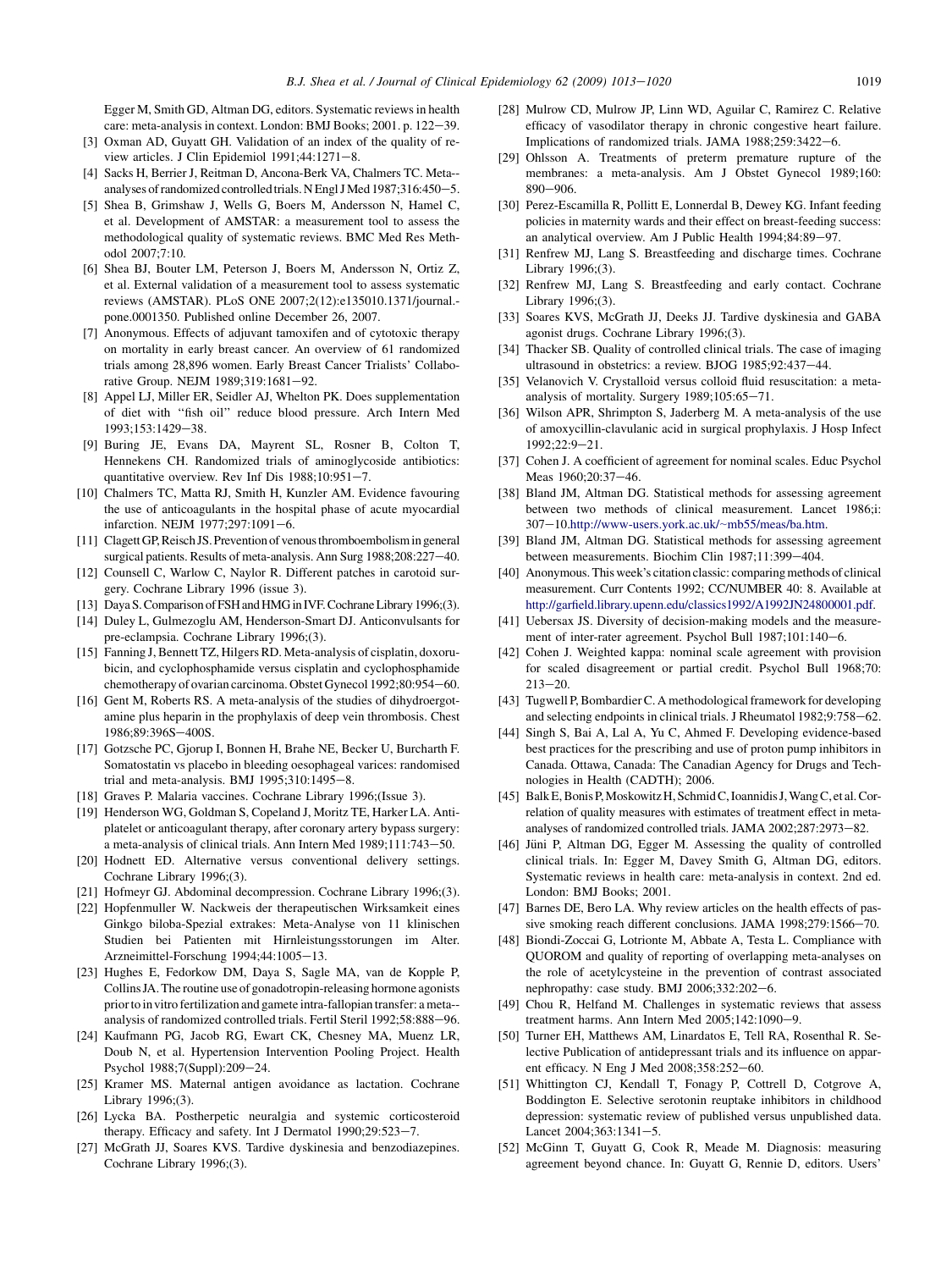Egger M, Smith GD, Altman DG, editors. Systematic reviews in health care: meta-analysis in context. London: BMJ Books; 2001. p. 122–39.

[3] Oxman AD, Guyatt GH. Validation of an index of the quality of review articles. J Clin Epidemiol 1991;44:1271–8.

[4] Sacks H, Berrier J, Reitman D, Ancona-Berk VA, Chalmers TC. Meta-analyses of randomized controlled trials. N Engl J Med 1987;316:450–5.

[5] Shea B, Grimshaw J, Wells G, Boers M, Andersson N, Hamel C, et al. Development of AMSTAR: a measurement tool to assess the methodological quality of systematic reviews. BMC Med Res Methodol 2007;7:10.

[6] Shea BJ, Bouter LM, Peterson J, Boers M, Andersson N, Ortiz Z, et al. External validation of a measurement tool to assess systematic reviews (AMSTAR). PLoS ONE 2007;2(12):e135010.1371/journal.pone.0001350. Published online December 26, 2007.

[7] Anonymous. Effects of adjuvant tamoxifen and of cytotoxic therapy on mortality in early breast cancer. An overview of 61 randomized trials among 28,896 women. Early Breast Cancer Trialists' Collaborative Group. NEJM 1989;319:1681–92.

[8] Appel LJ, Miller ER, Seidler AJ, Whelton PK. Does supplementation of diet with "fish oil" reduce blood pressure. Arch Intern Med 1993;153:1429–38.

[9] Buring JE, Evans DA, Mayrent SL, Rosner B, Colton T, Hennekens CH. Randomized trials of aminoglycoside antibiotics: quantitative overview. Rev Inf Dis 1988;10:951–7.

[10] Chalmers TC, Matta RJ, Smith H, Kunzler AM. Evidence favouring the use of anticoagulants in the hospital phase of acute myocardial infarction. NEJM 1977;297:1091–6.

[11] Clagett GP, Reisch JS. Prevention of venous thromboembolism in general surgical patients. Results of meta-analysis. Ann Surg 1988;208:227–40.

[12] Counsell C, Warlow C, Naylor R. Different patches in carotoid surgery. Cochrane Library 1996 (issue 3).

[13] Daya S. Comparison of FSH and HMG in IVF. Cochrane Library 1996;(3).

[14] Duley L, Gulmezoglu AM, Henderson-Smart DJ. Anticonvulsants for pre-eclampsia. Cochrane Library 1996;(3).

[15] Fanning J, Bennett TZ, Hilgers RD. Meta-analysis of cisplatin, doxorubicin, and cyclophosphamide versus cisplatin and cyclophosphamide chemotherapy of ovarian carcinoma. Obstet Gynecol 1992;80:954–60.

[16] Gent M, Roberts RS. A meta-analysis of the studies of dihydroergotamine plus heparin in the prophylaxis of deep vein thrombosis. Chest 1986;89:396S–400S.

[17] Gotzsche PC, Gjorup I, Bonnen H, Brahe NE, Becker U, Burcharth F. Somatostatin vs placebo in bleeding oesophageal varices: randomised trial and meta-analysis. BMJ 1995;310:1495–8.

[18] Graves P. Malaria vaccines. Cochrane Library 1996;(Issue 3).

[19] Henderson WG, Goldman S, Copeland J, Moritz TE, Harker LA. Antiplatelet or anticoagulant therapy, after coronary artery bypass surgery: a meta-analysis of clinical trials. Ann Intern Med 1989;111:743–50.

[20] Hodnett ED. Alternative versus conventional delivery settings. Cochrane Library 1996;(3).

[21] Hofmeyr GJ. Abdominal decompression. Cochrane Library 1996;(3).

[22] Hopfenmuller W. Nackweis der therapeutischen Wirksamkeit eines Ginkgo biloba-Spezial extrakes: Meta-Analyse von 11 klinischen Studien bei Patienten mit Hirnleistungsstorungen im Alter. Arzneimittel-Forschung 1994;44:1005–13.

[23] Hughes E, Fedorkow DM, Daya S, Sagle MA, van de Kopple P, Collins JA. The routine use of gonadotropin-releasing hormone agonists prior to in vitro fertilization and gamete intra-fallopian transfer: a meta-analysis of randomized controlled trials. Fertil Steril 1992;58:888–96.

[24] Kaufmann PG, Jacob RG, Ewart CK, Chesney MA, Muenz LR, Doub N, et al. Hypertension Intervention Pooling Project. Health Psychol 1988;7(Suppl):209–24.

[25] Kramer MS. Maternal antigen avoidance as lactation. Cochrane Library 1996;(3).

[26] Lycka BA. Postherpetic neuralgia and systemic corticosteroid therapy. Efficacy and safety. Int J Dermatol 1990;29:523–7.

[27] McGrath JJ, Soares KVS. Tardive dyskinesia and benzodiazepines. Cochrane Library 1996;(3).

[28] Mulrow CD, Mulrow JP, Linn WD, Aguilar C, Ramirez C. Relative efficacy of vasodilator therapy in chronic congestive heart failure. Implications of randomized trials. JAMA 1988;259:3422–6.

[29] Ohlsson A. Treatments of preterm premature rupture of the membranes: a meta-analysis. Am J Obstet Gynecol 1989;160: 890–906.

[30] Perez-Escamilla R, Pollitt E, Lonnerdal B, Dewey KG. Infant feeding policies in maternity wards and their effect on breast-feeding success: an analytical overview. Am J Public Health 1994;84:89–97.

[31] Renfrew MJ, Lang S. Breastfeeding and discharge times. Cochrane Library 1996;(3).

[32] Renfrew MJ, Lang S. Breastfeeding and early contact. Cochrane Library 1996;(3).

[33] Soares KVS, McGrath JJ, Deeks JJ. Tardive dyskinesia and GABA agonist drugs. Cochrane Library 1996;(3).

[34] Thacker SB. Quality of controlled clinical trials. The case of imaging ultrasound in obstetrics: a review. BJOG 1985;92:437–44.

[35] Velanovich V. Crystalloid versus colloid fluid resuscitation: a meta-analysis of mortality. Surgery 1989;105:65–71.

[36] Wilson APR, Shrimpton S, Jaderberg M. A meta-analysis of the use of amoxycillin-clavulanic acid in surgical prophylaxis. J Hosp Infect 1992;22:9–21.

[37] Cohen J. A coefficient of agreement for nominal scales. Educ Psychol Meas 1960;20:37–46.

[38] Bland JM, Altman DG. Statistical methods for assessing agreement between two methods of clinical measurement. Lancet 1986;i: 307–10.http://www-users.york.ac.uk/~mb55/meas/ba.htm.

[39] Bland JM, Altman DG. Statistical methods for assessing agreement between measurements. Biochim Clin 1987;11:399–404.

[40] Anonymous. This week's citation classic: comparing methods of clinical measurement. Curr Contents 1992; CC/NUMBER 40: 8. Available at http://garfield.library.upenn.edu/classics1992/A1992JN24800001.pdf.

[41] Uebersax JS. Diversity of decision-making models and the measurement of inter-rater agreement. Psychol Bull 1987;101:140–6.

[42] Cohen J. Weighted kappa: nominal scale agreement with provision for scaled disagreement or partial credit. Psychol Bull 1968;70: 213–20.

[43] Tugwell P, Bombardier C. A methodological framework for developing and selecting endpoints in clinical trials. J Rheumatol 1982;9:758–62.

[44] Singh S, Bai A, Lal A, Yu C, Ahmed F. Developing evidence-based best practices for the prescribing and use of proton pump inhibitors in Canada. Ottawa, Canada: The Canadian Agency for Drugs and Technologies in Health (CADTH); 2006.

[45] Balk E, Bonis P, Moskowitz H, Schmid C, Ioannidis J, Wang C, et al. Correlation of quality measures with estimates of treatment effect in meta-analyses of randomized controlled trials. JAMA 2002;287:2973–82.

[46] Jüni P, Altman DG, Egger M. Assessing the quality of controlled clinical trials. In: Egger M, Davey Smith G, Altman DG, editors. Systematic reviews in health care: meta-analysis in context. 2nd ed. London: BMJ Books; 2001.

[47] Barnes DE, Bero LA. Why review articles on the health effects of passive smoking reach different conclusions. JAMA 1998;279:1566–70.

[48] Biondi-Zoccai G, Lotrionte M, Abbate A, Testa L. Compliance with QUOROM and quality of reporting of overlapping meta-analyses on the role of acetylcysteine in the prevention of contrast associated nephropathy: case study. BMJ 2006;332:202–6.

[49] Chou R, Helfand M. Challenges in systematic reviews that assess treatment harms. Ann Intern Med 2005;142:1090–9.

[50] Turner EH, Matthews AM, Linardatos E, Tell RA, Rosenthal R. Selective Publication of antidepressant trials and its influence on apparent efficacy. N Eng J Med 2008;358:252–60.

[51] Whittington CJ, Kendall T, Fonagy P, Cottrell D, Cotgrove A, Boddington E. Selective serotonin reuptake inhibitors in childhood depression: systematic review of published versus unpublished data. Lancet 2004;363:1341–5.

[52] McGinn T, Guyatt G, Cook R, Meade M. Diagnosis: measuring agreement beyond chance. In: Guyatt G, Rennie D, editors. Users'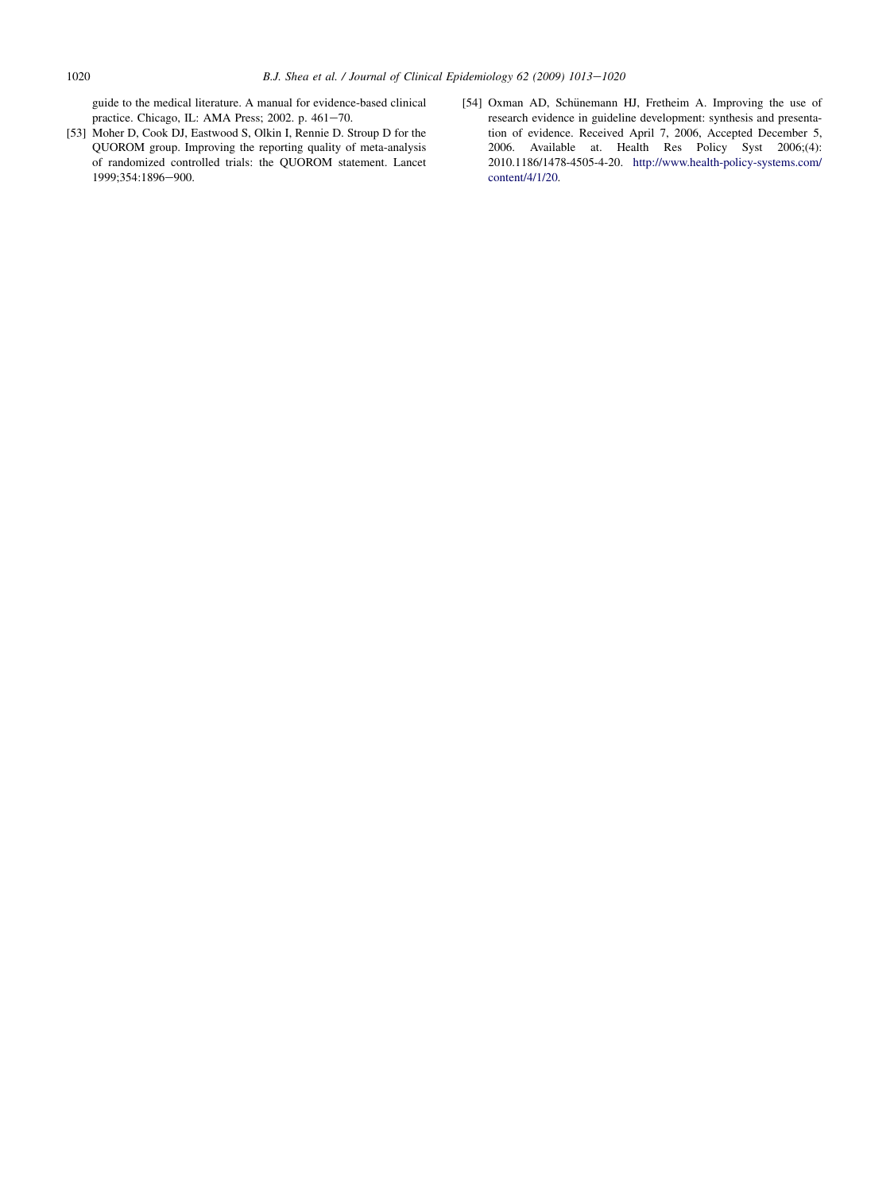guide to the medical literature. A manual for evidence-based clinical practice. Chicago, IL: AMA Press; 2002. p. 461–70.

[53] Moher D, Cook DJ, Eastwood S, Olkin I, Rennie D. Stroup D for the QUOROM group. Improving the reporting quality of meta-analysis of randomized controlled trials: the QUOROM statement. Lancet 1999;354:1896–900.

[54] Oxman AD, Schünemann HJ, Fretheim A. Improving the use of research evidence in guideline development: synthesis and presentation of evidence. Received April 7, 2006, Accepted December 5, 2006. Available at. Health Res Policy Syst 2006;(4): 2010.1186/1478-4505-4-20. http://www.health-policy-systems.com/content/4/1/20.